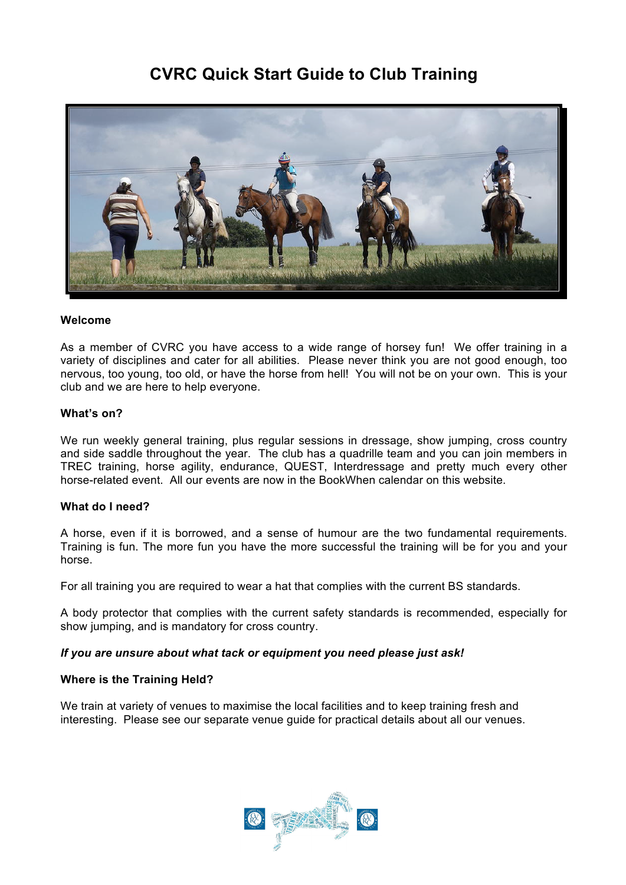# CVRC Quick Start Guide to Club Training

**Welcome**

As a member of CVRC you have access to a wide range of horsey fun! We offer training in a variety of disciplines and cater for all abilities. Please never think you are not good enough, too nervous, too young, too old, or have the horse from hell! You will not be on your own. This is your club and we are here to help everyone.

**What's on?**

We run weekly general training, plus regular sessions in dressage, show jumping, cross country and side saddle throughout the year. The club has a quadrille team and you can join members in TREC training, horse agility, endurance, QUEST, Interdressage and pretty much every other horse-related event. All our events are now in the BookWhen calendar on this website.

**What do I need?**

A horse, even if it is borrowed, and a sense of humour are the two fundamental requirements. Training is fun. The more fun you have the more successful the training will be for you and your horse.

For all training you are required to wear a hat that complies with the current BS standards.

A body protector that complies with the current safety standards is recommended, especially for show jumping, and is mandatory for cross country.

***If you are unsure about what tack or equipment you need please just ask!***

**Where is the Training Held?**

We train at variety of venues to maximise the local facilities and to keep training fresh and interesting. Please see our separate venue guide for practical details about all our venues.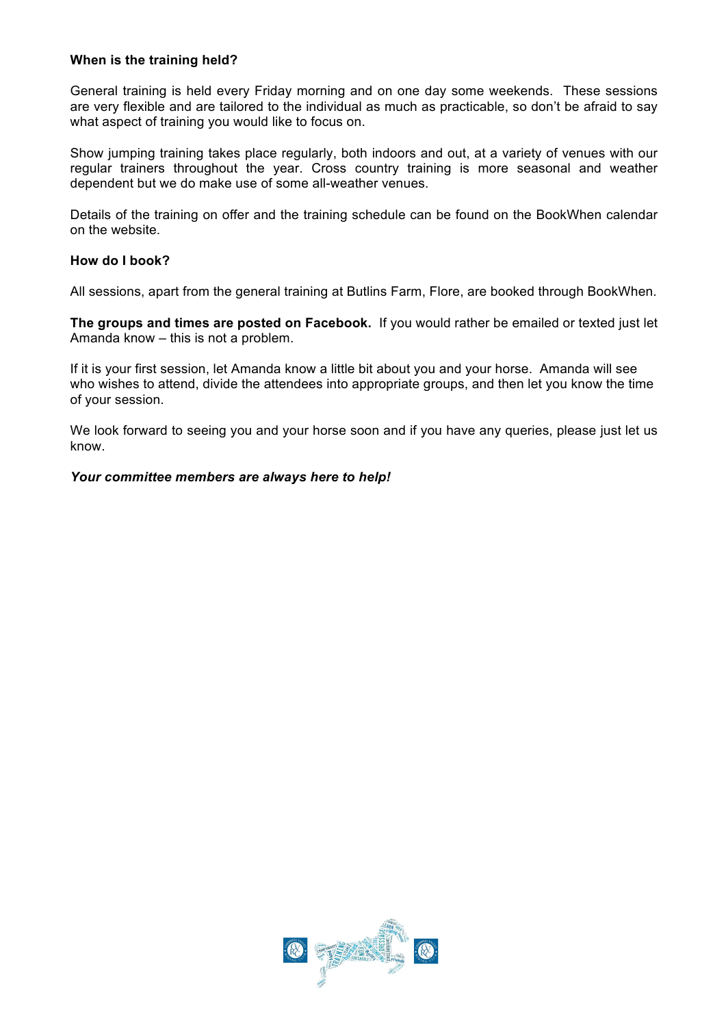**When is the training held?**

General training is held every Friday morning and on one day some weekends. These sessions are very flexible and are tailored to the individual as much as practicable, so don't be afraid to say what aspect of training you would like to focus on.

Show jumping training takes place regularly, both indoors and out, at a variety of venues with our regular trainers throughout the year. Cross country training is more seasonal and weather dependent but we do make use of some all-weather venues.

Details of the training on offer and the training schedule can be found on the BookWhen calendar on the website.

**How do I book?**

All sessions, apart from the general training at Butlins Farm, Flore, are booked through BookWhen.

**The groups and times are posted on Facebook.** If you would rather be emailed or texted just let Amanda know – this is not a problem.

If it is your first session, let Amanda know a little bit about you and your horse. Amanda will see who wishes to attend, divide the attendees into appropriate groups, and then let you know the time of your session.

We look forward to seeing you and your horse soon and if you have any queries, please just let us know.

***Your committee members are always here to help!***